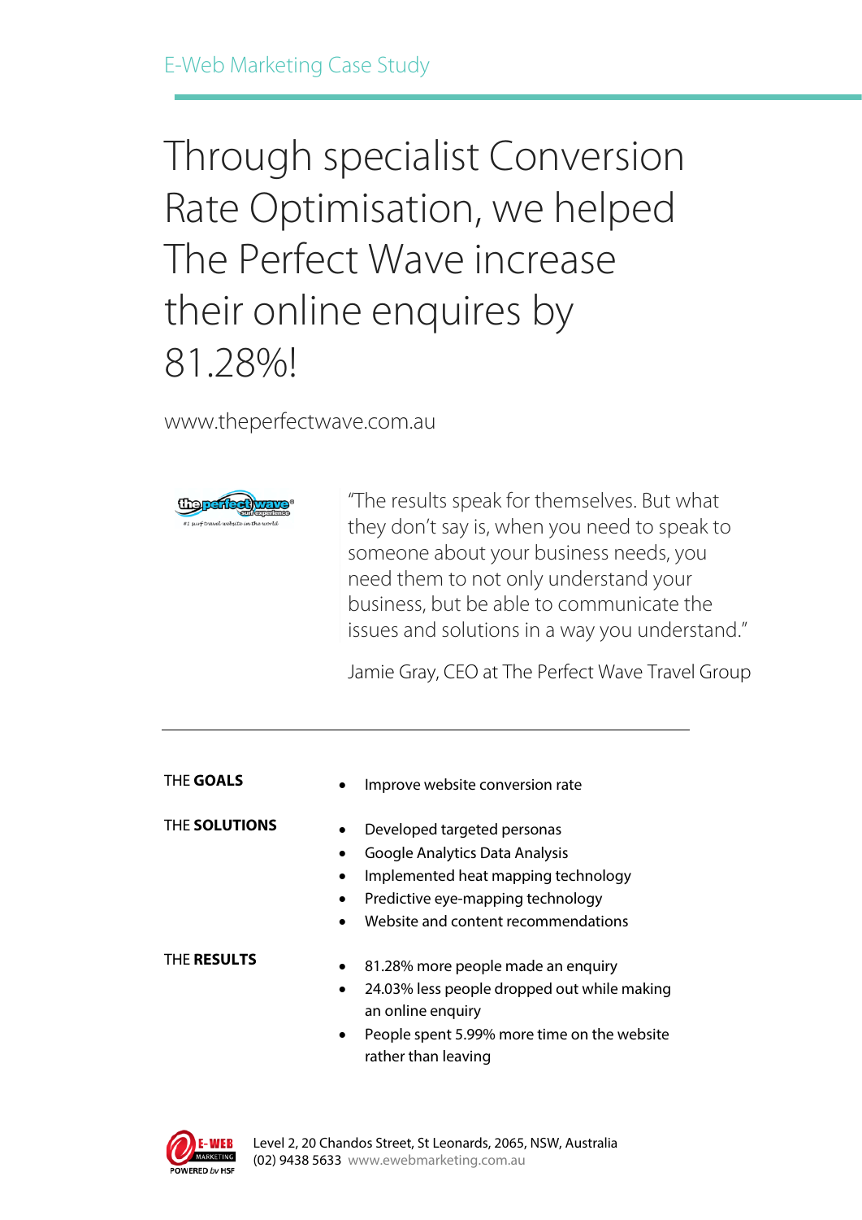E-Web Marketing Case Study

# Through specialist Conversion Rate Optimisation, we helped The Perfect Wave increase their online enquires by 81.28%!

www.theperfectwave.com.au

"The results speak for themselves. But what they don't say is, when you need to speak to someone about your business needs, you need them to not only understand your business, but be able to communicate the issues and solutions in a way you understand."

Jamie Gray, CEO at The Perfect Wave Travel Group

---

THE **GOALS**

- Improve website conversion rate

THE **SOLUTIONS**

- Developed targeted personas
- Google Analytics Data Analysis
- Implemented heat mapping technology
- Predictive eye-mapping technology
- Website and content recommendations

THE **RESULTS**

- 81.28% more people made an enquiry
- 24.03% less people dropped out while making an online enquiry
- People spent 5.99% more time on the website rather than leaving

Level 2, 20 Chandos Street, St Leonards, 2065, NSW, Australia
(02) 9438 5633 www.ewebmarketing.com.au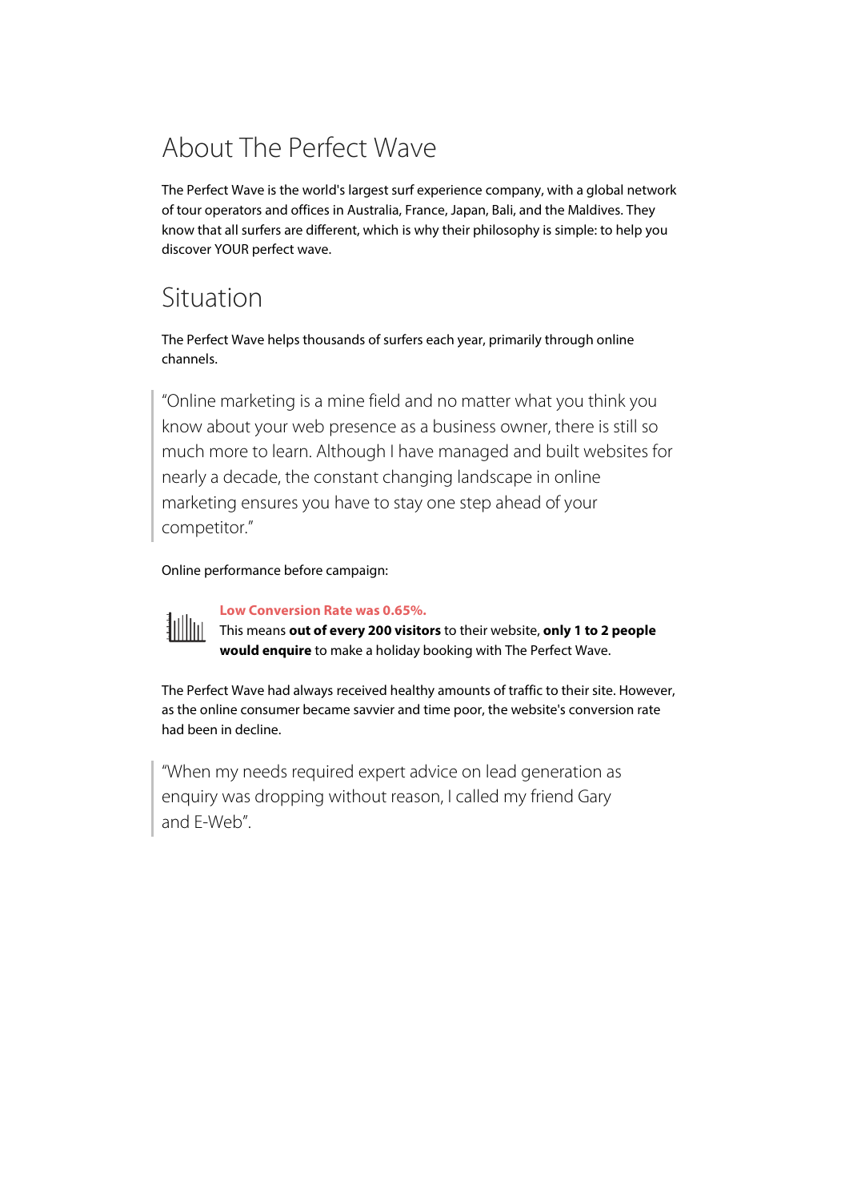# About The Perfect Wave

The Perfect Wave is the world's largest surf experience company, with a global network of tour operators and offices in Australia, France, Japan, Bali, and the Maldives. They know that all surfers are different, which is why their philosophy is simple: to help you discover YOUR perfect wave.

# Situation

The Perfect Wave helps thousands of surfers each year, primarily through online channels.

> "Online marketing is a mine field and no matter what you think you know about your web presence as a business owner, there is still so much more to learn. Although I have managed and built websites for nearly a decade, the constant changing landscape in online marketing ensures you have to stay one step ahead of your competitor."

Online performance before campaign:

**Low Conversion Rate was 0.65%.**
This means **out of every 200 visitors** to their website, **only 1 to 2 people would enquire** to make a holiday booking with The Perfect Wave.

The Perfect Wave had always received healthy amounts of traffic to their site. However, as the online consumer became savvier and time poor, the website's conversion rate had been in decline.

> "When my needs required expert advice on lead generation as enquiry was dropping without reason, I called my friend Gary and E-Web".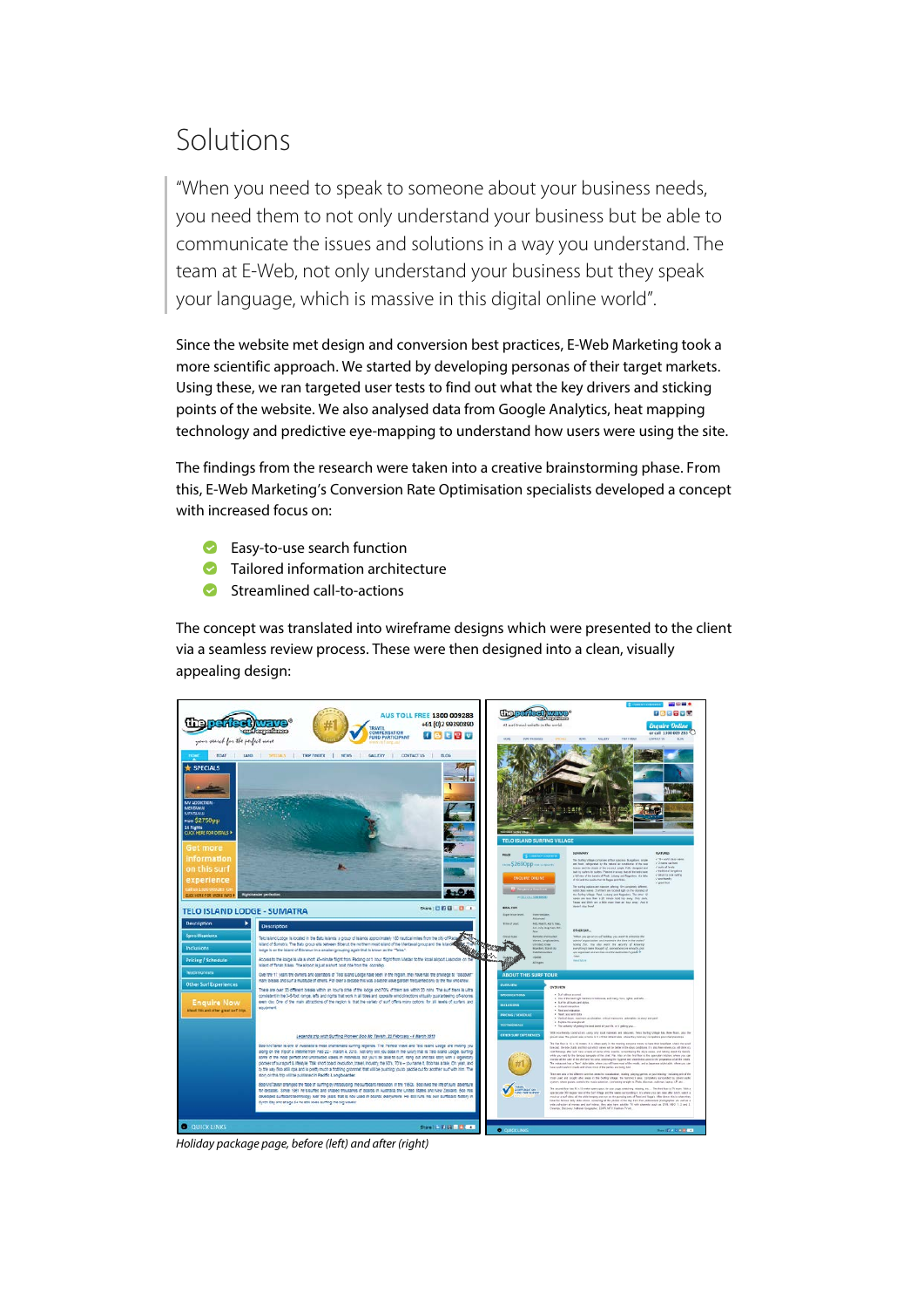# Solutions

> "When you need to speak to someone about your business needs, you need them to not only understand your business but be able to communicate the issues and solutions in a way you understand. The team at E-Web, not only understand your business but they speak your language, which is massive in this digital online world".

Since the website met design and conversion best practices, E-Web Marketing took a more scientific approach. We started by developing personas of their target markets. Using these, we ran targeted user tests to find out what the key drivers and sticking points of the website. We also analysed data from Google Analytics, heat mapping technology and predictive eye-mapping to understand how users were using the site.

The findings from the research were taken into a creative brainstorming phase. From this, E-Web Marketing's Conversion Rate Optimisation specialists developed a concept with increased focus on:

- Easy-to-use search function
- Tailored information architecture
- Streamlined call-to-actions

The concept was translated into wireframe designs which were presented to the client via a seamless review process. These were then designed into a clean, visually appealing design:

*Holiday package page, before (left) and after (right)*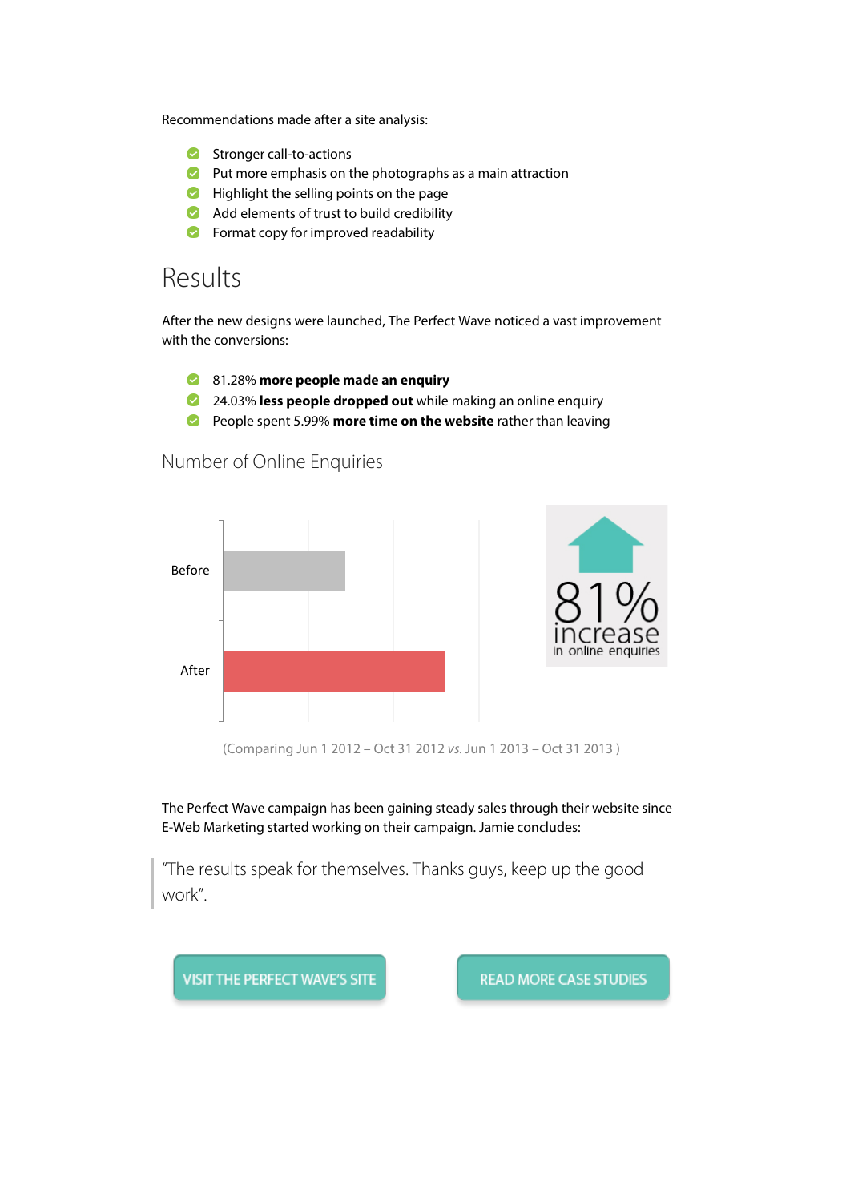Recommendations made after a site analysis:

- Stronger call-to-actions
- Put more emphasis on the photographs as a main attraction
- Highlight the selling points on the page
- Add elements of trust to build credibility
- Format copy for improved readability

# Results

After the new designs were launched, The Perfect Wave noticed a vast improvement with the conversions:

- 81.28% **more people made an enquiry**
- 24.03% **less people dropped out** while making an online enquiry
- People spent 5.99% **more time on the website** rather than leaving

## Number of Online Enquiries

Before

After

81% increase in online enquiries

(Comparing Jun 1 2012 – Oct 31 2012 *vs.* Jun 1 2013 – Oct 31 2013 )

The Perfect Wave campaign has been gaining steady sales through their website since E-Web Marketing started working on their campaign. Jamie concludes:

> "The results speak for themselves. Thanks guys, keep up the good work".

VISIT THE PERFECT WAVE'S SITE

READ MORE CASE STUDIES